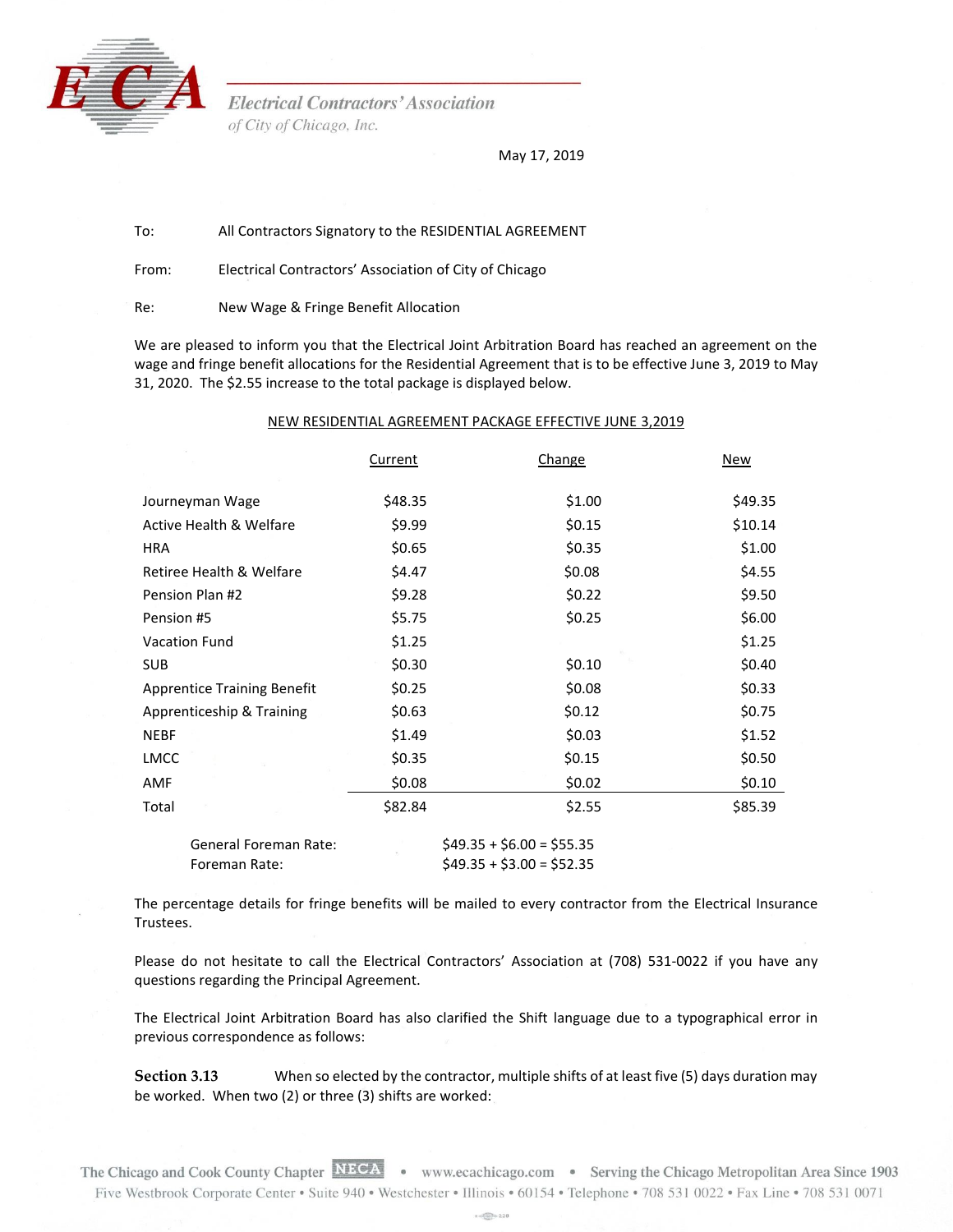**Electrical Contractors' Association**
*of City of Chicago, Inc.*

May 17, 2019

To: All Contractors Signatory to the RESIDENTIAL AGREEMENT

From: Electrical Contractors' Association of City of Chicago

Re: New Wage & Fringe Benefit Allocation

We are pleased to inform you that the Electrical Joint Arbitration Board has reached an agreement on the wage and fringe benefit allocations for the Residential Agreement that is to be effective June 3, 2019 to May 31, 2020. The $2.55 increase to the total package is displayed below.

NEW RESIDENTIAL AGREEMENT PACKAGE EFFECTIVE JUNE 3,2019

| | Current | Change | New |
|---|---|---|---|
| Journeyman Wage | $48.35 | $1.00 | $49.35 |
| Active Health & Welfare | $9.99 | $0.15 | $10.14 |
| HRA | $0.65 | $0.35 | $1.00 |
| Retiree Health & Welfare | $4.47 | $0.08 | $4.55 |
| Pension Plan #2 | $9.28 | $0.22 | $9.50 |
| Pension #5 | $5.75 | $0.25 | $6.00 |
| Vacation Fund | $1.25 | | $1.25 |
| SUB | $0.30 | $0.10 | $0.40 |
| Apprentice Training Benefit | $0.25 | $0.08 | $0.33 |
| Apprenticeship & Training | $0.63 | $0.12 | $0.75 |
| NEBF | $1.49 | $0.03 | $1.52 |
| LMCC | $0.35 | $0.15 | $0.50 |
| AMF | $0.08 | $0.02 | $0.10 |
| Total | $82.84 | $2.55 | $85.39 |

General Foreman Rate: $49.35 + $6.00 = $55.35
Foreman Rate: $49.35 + $3.00 = $52.35

The percentage details for fringe benefits will be mailed to every contractor from the Electrical Insurance Trustees.

Please do not hesitate to call the Electrical Contractors' Association at (708) 531-0022 if you have any questions regarding the Principal Agreement.

The Electrical Joint Arbitration Board has also clarified the Shift language due to a typographical error in previous correspondence as follows:

**Section 3.13** When so elected by the contractor, multiple shifts of at least five (5) days duration may be worked. When two (2) or three (3) shifts are worked:

The Chicago and Cook County Chapter NECA • www.ecachicago.com • Serving the Chicago Metropolitan Area Since 1903
Five Westbrook Corporate Center • Suite 940 • Westchester • Illinois • 60154 • Telephone • 708 531 0022 • Fax Line • 708 531 0071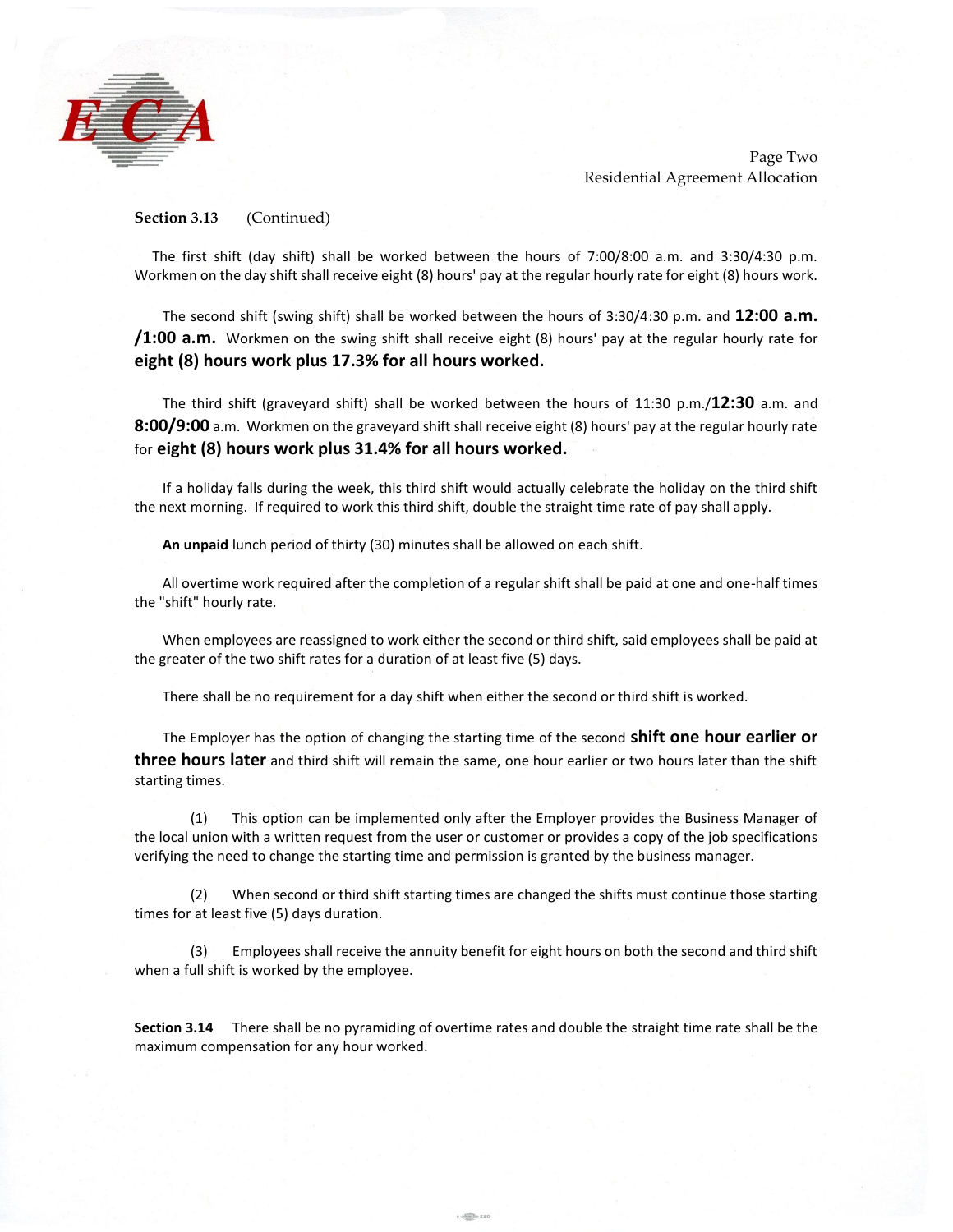**Section 3.13** (Continued)

The first shift (day shift) shall be worked between the hours of 7:00/8:00 a.m. and 3:30/4:30 p.m. Workmen on the day shift shall receive eight (8) hours' pay at the regular hourly rate for eight (8) hours work.

The second shift (swing shift) shall be worked between the hours of 3:30/4:30 p.m. and **12:00 a.m. /1:00 a.m.** Workmen on the swing shift shall receive eight (8) hours' pay at the regular hourly rate for **eight (8) hours work plus 17.3% for all hours worked.**

The third shift (graveyard shift) shall be worked between the hours of 11:30 p.m./**12:30** a.m. and **8:00/9:00** a.m. Workmen on the graveyard shift shall receive eight (8) hours' pay at the regular hourly rate for **eight (8) hours work plus 31.4% for all hours worked.**

If a holiday falls during the week, this third shift would actually celebrate the holiday on the third shift the next morning. If required to work this third shift, double the straight time rate of pay shall apply.

**An unpaid** lunch period of thirty (30) minutes shall be allowed on each shift.

All overtime work required after the completion of a regular shift shall be paid at one and one-half times the "shift" hourly rate.

When employees are reassigned to work either the second or third shift, said employees shall be paid at the greater of the two shift rates for a duration of at least five (5) days.

There shall be no requirement for a day shift when either the second or third shift is worked.

The Employer has the option of changing the starting time of the second **shift one hour earlier or three hours later** and third shift will remain the same, one hour earlier or two hours later than the shift starting times.

(1) This option can be implemented only after the Employer provides the Business Manager of the local union with a written request from the user or customer or provides a copy of the job specifications verifying the need to change the starting time and permission is granted by the business manager.

(2) When second or third shift starting times are changed the shifts must continue those starting times for at least five (5) days duration.

(3) Employees shall receive the annuity benefit for eight hours on both the second and third shift when a full shift is worked by the employee.

**Section 3.14** There shall be no pyramiding of overtime rates and double the straight time rate shall be the maximum compensation for any hour worked.